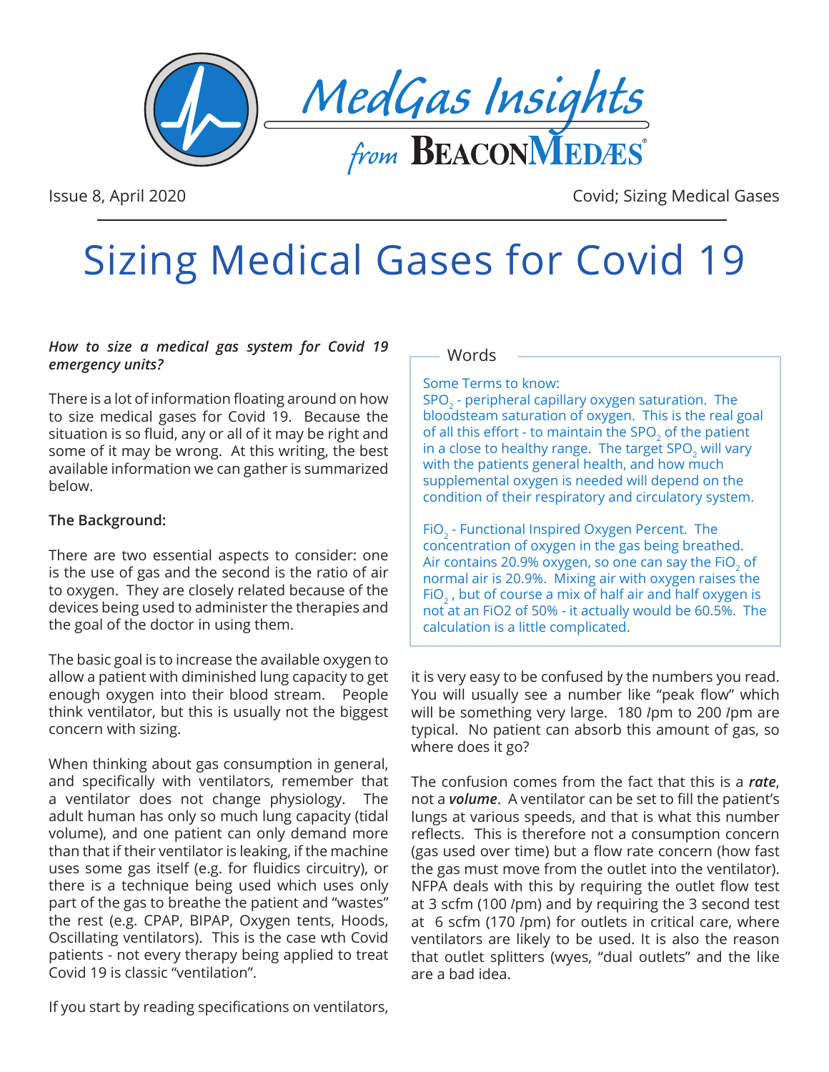MedGas Insights from BEACONMEDÆS

Issue 8, April 2020 — Covid; Sizing Medical Gases

# Sizing Medical Gases for Covid 19

***How to size a medical gas system for Covid 19 emergency units?***

There is a lot of information floating around on how to size medical gases for Covid 19. Because the situation is so fluid, any or all of it may be right and some of it may be wrong. At this writing, the best available information we can gather is summarized below.

**The Background:**

There are two essential aspects to consider: one is the use of gas and the second is the ratio of air to oxygen. They are closely related because of the devices being used to administer the therapies and the goal of the doctor in using them.

The basic goal is to increase the available oxygen to allow a patient with diminished lung capacity to get enough oxygen into their blood stream. People think ventilator, but this is usually not the biggest concern with sizing.

When thinking about gas consumption in general, and specifically with ventilators, remember that a ventilator does not change physiology. The adult human has only so much lung capacity (tidal volume), and one patient can only demand more than that if their ventilator is leaking, if the machine uses some gas itself (e.g. for fluidics circuitry), or there is a technique being used which uses only part of the gas to breathe the patient and "wastes" the rest (e.g. CPAP, BIPAP, Oxygen tents, Hoods, Oscillating ventilators). This is the case wth Covid patients - not every therapy being applied to treat Covid 19 is classic "ventilation".

> **Words**
>
> Some Terms to know:
>
> $SPO_2$ - peripheral capillary oxygen saturation. The bloodsteam saturation of oxygen. This is the real goal of all this effort - to maintain the $SPO_2$ of the patient in a close to healthy range. The target $SPO_2$ will vary with the patients general health, and how much supplemental oxygen is needed will depend on the condition of their respiratory and circulatory system.
>
> $FiO_2$ - Functional Inspired Oxygen Percent. The concentration of oxygen in the gas being breathed. Air contains 20.9% oxygen, so one can say the $FiO_2$ of normal air is 20.9%. Mixing air with oxygen raises the $FiO_2$, but of course a mix of half air and half oxygen is not at an FiO2 of 50% - it actually would be 60.5%. The calculation is a little complicated.

If you start by reading specifications on ventilators, it is very easy to be confused by the numbers you read. You will usually see a number like "peak flow" which will be something very large. 180 *l*pm to 200 *l*pm are typical. No patient can absorb this amount of gas, so where does it go?

The confusion comes from the fact that this is a ***rate***, not a ***volume***. A ventilator can be set to fill the patient's lungs at various speeds, and that is what this number reflects. This is therefore not a consumption concern (gas used over time) but a flow rate concern (how fast the gas must move from the outlet into the ventilator). NFPA deals with this by requiring the outlet flow test at 3 scfm (100 *l*pm) and by requiring the 3 second test at 6 scfm (170 *l*pm) for outlets in critical care, where ventilators are likely to be used. It is also the reason that outlet splitters (wyes, "dual outlets" and the like are a bad idea.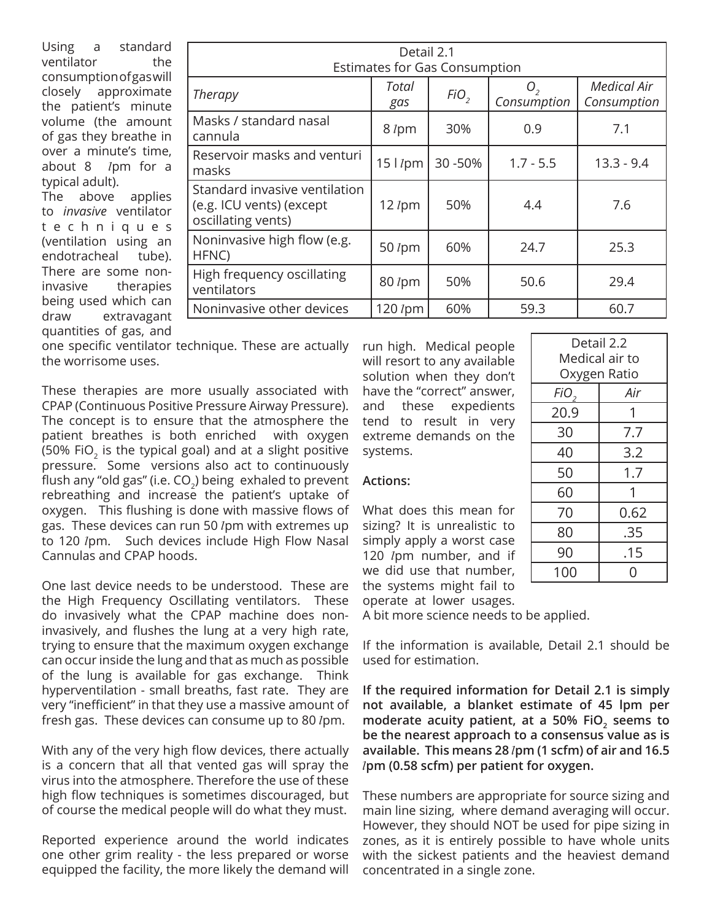Using a standard ventilator the consumption of gas will closely approximate the patient's minute volume (the amount of gas they breathe in over a minute's time, about 8 *l*pm for a typical adult).

| Detail 2.1<br>Estimates for Gas Consumption | | | | |
|---|---|---|---|---|
| *Therapy* | *Total gas* | *$FiO_2$* | *$O_2$ Consumption* | *Medical Air Consumption* |
| Masks / standard nasal cannula | 8 *l*pm | 30% | 0.9 | 7.1 |
| Reservoir masks and venturi masks | 15 l *l*pm | 30 -50% | 1.7 - 5.5 | 13.3 - 9.4 |
| Standard invasive ventilation (e.g. ICU vents) (except oscillating vents) | 12 *l*pm | 50% | 4.4 | 7.6 |
| Noninvasive high flow (e.g. HFNC) | 50 *l*pm | 60% | 24.7 | 25.3 |
| High frequency oscillating ventilators | 80 *l*pm | 50% | 50.6 | 29.4 |
| Noninvasive other devices | 120 *l*pm | 60% | 59.3 | 60.7 |

The above applies to *invasive* ventilator techniques (ventilation using an endotracheal tube). There are some non-invasive therapies being used which can draw extravagant quantities of gas, and one specific ventilator technique. These are actually the worrisome uses.

These therapies are more usually associated with CPAP (Continuous Positive Pressure Airway Pressure). The concept is to ensure that the atmosphere the patient breathes is both enriched with oxygen (50% $FiO_2$ is the typical goal) and at a slight positive pressure. Some versions also act to continuously flush any "old gas" (i.e. $CO_2$) being exhaled to prevent rebreathing and increase the patient's uptake of oxygen. This flushing is done with massive flows of gas. These devices can run 50 *l*pm with extremes up to 120 *l*pm. Such devices include High Flow Nasal Cannulas and CPAP hoods.

One last device needs to be understood. These are the High Frequency Oscillating ventilators. These do invasively what the CPAP machine does non-invasively, and flushes the lung at a very high rate, trying to ensure that the maximum oxygen exchange can occur inside the lung and that as much as possible of the lung is available for gas exchange. Think hyperventilation - small breaths, fast rate. They are very "inefficient" in that they use a massive amount of fresh gas. These devices can consume up to 80 *l*pm.

With any of the very high flow devices, there actually is a concern that all that vented gas will spray the virus into the atmosphere. Therefore the use of these high flow techniques is sometimes discouraged, but of course the medical people will do what they must.

Reported experience around the world indicates one other grim reality - the less prepared or worse equipped the facility, the more likely the demand will run high. Medical people will resort to any available solution when they don't have the "correct" answer, and these expedients tend to result in very extreme demands on the systems.

| Detail 2.2<br>Medical air to Oxygen Ratio | |
|---|---|
| *$FiO_2$* | *Air* |
| 20.9 | 1 |
| 30 | 7.7 |
| 40 | 3.2 |
| 50 | 1.7 |
| 60 | 1 |
| 70 | 0.62 |
| 80 | .35 |
| 90 | .15 |
| 100 | 0 |

**Actions:**

What does this mean for sizing? It is unrealistic to simply apply a worst case 120 *l*pm number, and if we did use that number, the systems might fail to operate at lower usages. A bit more science needs to be applied.

If the information is available, Detail 2.1 should be used for estimation.

**If the required information for Detail 2.1 is simply not available, a blanket estimate of 45 lpm per moderate acuity patient, at a 50% $FiO_2$ seems to be the nearest approach to a consensus value as is available. This means 28 *l*pm (1 scfm) of air and 16.5 *l*pm (0.58 scfm) per patient for oxygen.**

These numbers are appropriate for source sizing and main line sizing, where demand averaging will occur. However, they should NOT be used for pipe sizing in zones, as it is entirely possible to have whole units with the sickest patients and the heaviest demand concentrated in a single zone.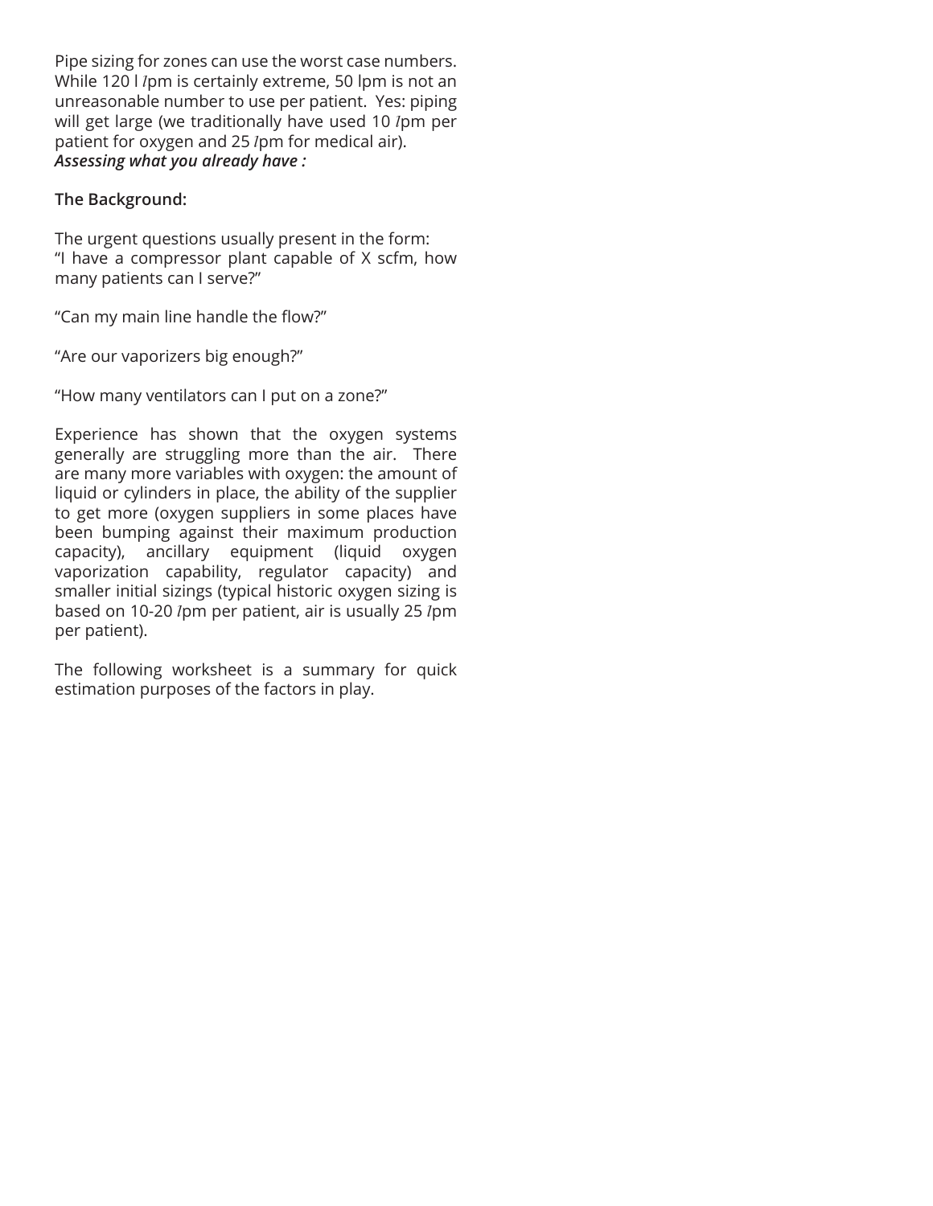Pipe sizing for zones can use the worst case numbers. While 120 l *l*pm is certainly extreme, 50 lpm is not an unreasonable number to use per patient. Yes: piping will get large (we traditionally have used 10 *l*pm per patient for oxygen and 25 *l*pm for medical air).

***Assessing what you already have :***

**The Background:**

The urgent questions usually present in the form:
"I have a compressor plant capable of X scfm, how many patients can I serve?"

"Can my main line handle the flow?"

"Are our vaporizers big enough?"

"How many ventilators can I put on a zone?"

Experience has shown that the oxygen systems generally are struggling more than the air. There are many more variables with oxygen: the amount of liquid or cylinders in place, the ability of the supplier to get more (oxygen suppliers in some places have been bumping against their maximum production capacity), ancillary equipment (liquid oxygen vaporization capability, regulator capacity) and smaller initial sizings (typical historic oxygen sizing is based on 10-20 *l*pm per patient, air is usually 25 *l*pm per patient).

The following worksheet is a summary for quick estimation purposes of the factors in play.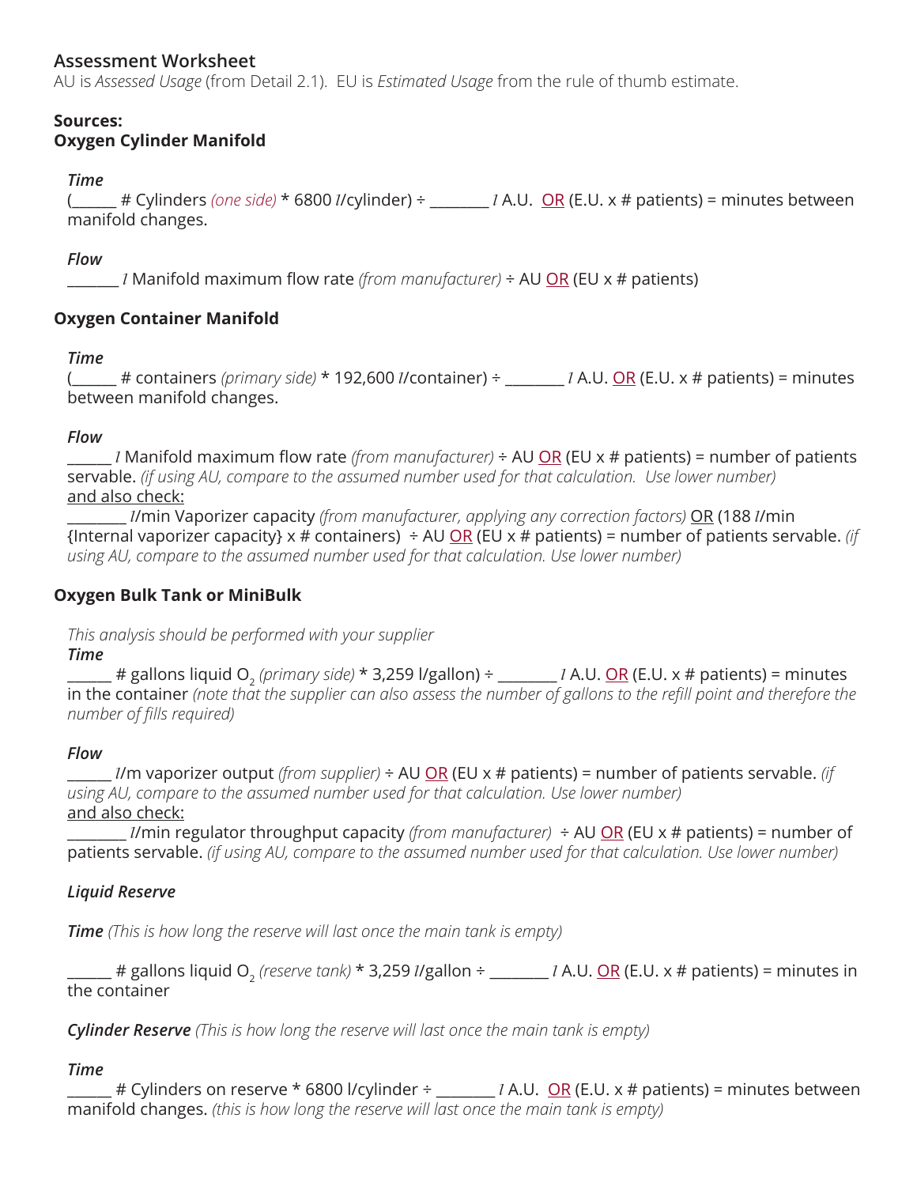## Assessment Worksheet

AU is *Assessed Usage* (from Detail 2.1). EU is *Estimated Usage* from the rule of thumb estimate.

### Sources:

### Oxygen Cylinder Manifold

***Time***

(______ # Cylinders *(one side)* * 6800 *l*/cylinder) ÷ ________ *l* A.U. OR (E.U. x # patients) = minutes between manifold changes.

***Flow***

_______ *l* Manifold maximum flow rate *(from manufacturer)* ÷ AU OR (EU x # patients)

### Oxygen Container Manifold

***Time***

(______ # containers *(primary side)* * 192,600 *l*/container) ÷ ________ *l* A.U. OR (E.U. x # patients) = minutes between manifold changes.

***Flow***

______ *l* Manifold maximum flow rate *(from manufacturer)* ÷ AU OR (EU x # patients) = number of patients servable. *(if using AU, compare to the assumed number used for that calculation. Use lower number)*

and also check:

________ *l*/min Vaporizer capacity *(from manufacturer, applying any correction factors)* OR (188 *l*/min {Internal vaporizer capacity} x # containers) ÷ AU OR (EU x # patients) = number of patients servable. *(if using AU, compare to the assumed number used for that calculation. Use lower number)*

### Oxygen Bulk Tank or MiniBulk

*This analysis should be performed with your supplier*

***Time***

______ # gallons liquid $O_2$ *(primary side)* * 3,259 l/gallon) ÷ ________ *l* A.U. OR (E.U. x # patients) = minutes in the container *(note that the supplier can also assess the number of gallons to the refill point and therefore the number of fills required)*

***Flow***

______ *l*/m vaporizer output *(from supplier)* ÷ AU OR (EU x # patients) = number of patients servable. *(if using AU, compare to the assumed number used for that calculation. Use lower number)*

and also check:

________ *l*/min regulator throughput capacity *(from manufacturer)* ÷ AU OR (EU x # patients) = number of patients servable. *(if using AU, compare to the assumed number used for that calculation. Use lower number)*

***Liquid Reserve***

***Time*** *(This is how long the reserve will last once the main tank is empty)*

______ # gallons liquid $O_2$ *(reserve tank)* * 3,259 *l*/gallon ÷ ________ *l* A.U. OR (E.U. x # patients) = minutes in the container

***Cylinder Reserve*** *(This is how long the reserve will last once the main tank is empty)*

***Time***

______ # Cylinders on reserve * 6800 l/cylinder ÷ ________ *l* A.U. OR (E.U. x # patients) = minutes between manifold changes. *(this is how long the reserve will last once the main tank is empty)*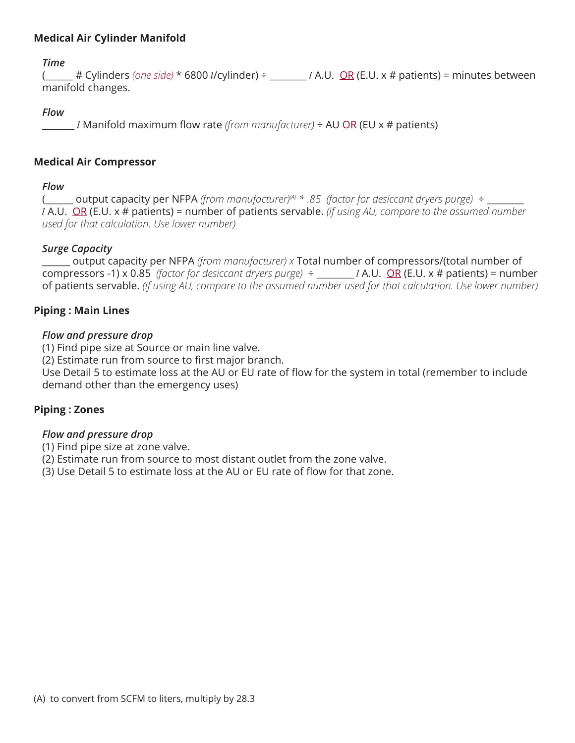## Medical Air Cylinder Manifold

### *Time*

(______ # Cylinders *(one side)* * 6800 *l*/cylinder) ÷ ________ *l* A.U. OR (E.U. x # patients) = minutes between manifold changes.

### *Flow*

_______ *l* Manifold maximum flow rate *(from manufacturer)* ÷ AU OR (EU x # patients)

## Medical Air Compressor

### *Flow*

(______ output capacity per NFPA *(from manufacturer)*[(A)] * .85 *(factor for desiccant dryers purge)* ÷ ________ *l* A.U. OR (E.U. x # patients) = number of patients servable. *(if using AU, compare to the assumed number used for that calculation. Use lower number)*

### *Surge Capacity*

______ output capacity per NFPA *(from manufacturer) x* Total number of compressors/(total number of compressors -1) x 0.85 *(factor for desiccant dryers purge)* ÷ ________ *l* A.U. OR (E.U. x # patients) = number of patients servable. *(if using AU, compare to the assumed number used for that calculation. Use lower number)*

## Piping : Main Lines

### *Flow and pressure drop*

(1) Find pipe size at Source or main line valve.
(2) Estimate run from source to first major branch.
Use Detail 5 to estimate loss at the AU or EU rate of flow for the system in total (remember to include demand other than the emergency uses)

## Piping : Zones

### *Flow and pressure drop*

(1) Find pipe size at zone valve.
(2) Estimate run from source to most distant outlet from the zone valve.
(3) Use Detail 5 to estimate loss at the AU or EU rate of flow for that zone.

(A) to convert from SCFM to liters, multiply by 28.3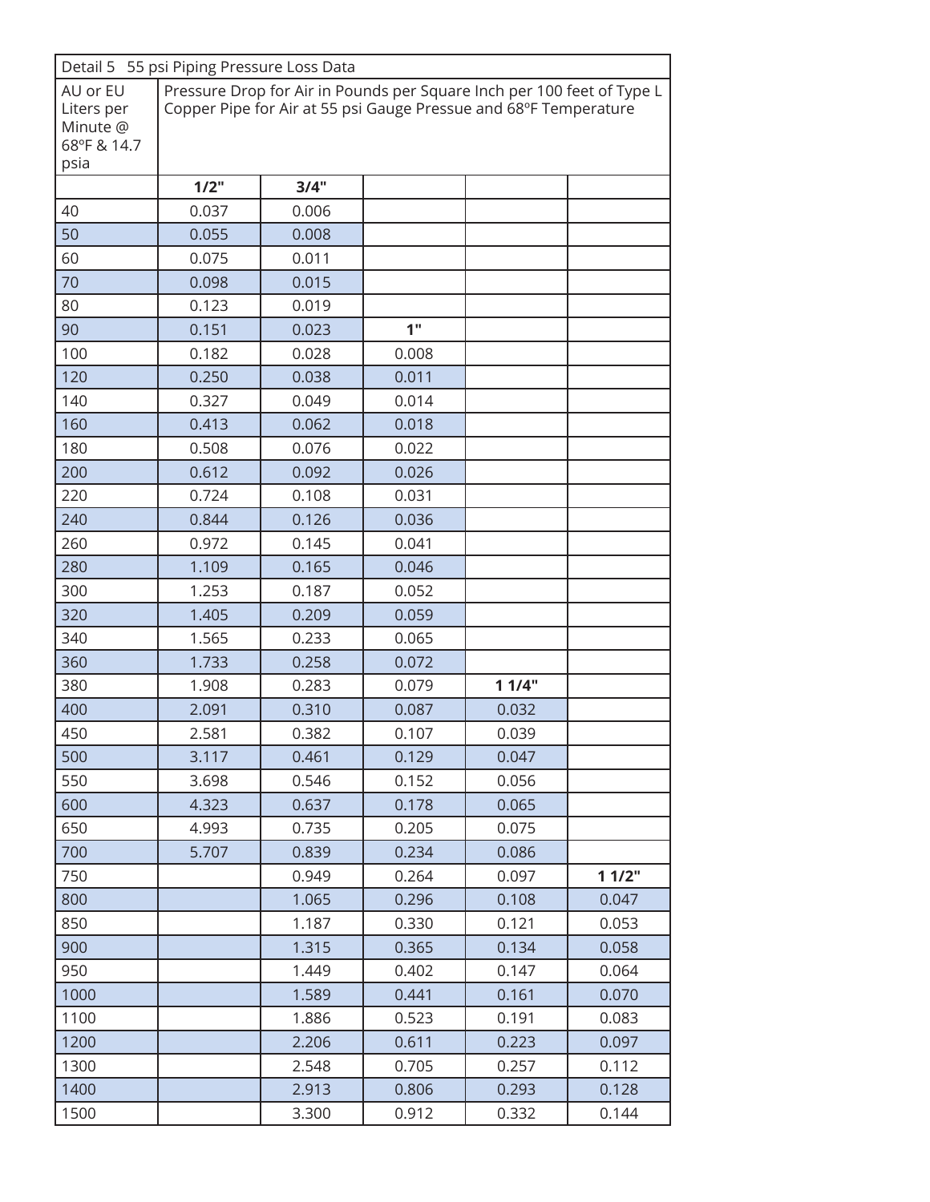| Detail 5 55 psi Piping Pressure Loss Data | | | | | |
|---|---|---|---|---|---|
| AU or EU Liters per Minute @ 68ºF & 14.7 psia | Pressure Drop for Air in Pounds per Square Inch per 100 feet of Type L Copper Pipe for Air at 55 psi Gauge Pressue and 68ºF Temperature | | | | |
| | **1/2"** | **3/4"** | | | |
| 40 | 0.037 | 0.006 | | | |
| 50 | 0.055 | 0.008 | | | |
| 60 | 0.075 | 0.011 | | | |
| 70 | 0.098 | 0.015 | | | |
| 80 | 0.123 | 0.019 | | | |
| 90 | 0.151 | 0.023 | **1"** | | |
| 100 | 0.182 | 0.028 | 0.008 | | |
| 120 | 0.250 | 0.038 | 0.011 | | |
| 140 | 0.327 | 0.049 | 0.014 | | |
| 160 | 0.413 | 0.062 | 0.018 | | |
| 180 | 0.508 | 0.076 | 0.022 | | |
| 200 | 0.612 | 0.092 | 0.026 | | |
| 220 | 0.724 | 0.108 | 0.031 | | |
| 240 | 0.844 | 0.126 | 0.036 | | |
| 260 | 0.972 | 0.145 | 0.041 | | |
| 280 | 1.109 | 0.165 | 0.046 | | |
| 300 | 1.253 | 0.187 | 0.052 | | |
| 320 | 1.405 | 0.209 | 0.059 | | |
| 340 | 1.565 | 0.233 | 0.065 | | |
| 360 | 1.733 | 0.258 | 0.072 | | |
| 380 | 1.908 | 0.283 | 0.079 | **1 1/4"** | |
| 400 | 2.091 | 0.310 | 0.087 | 0.032 | |
| 450 | 2.581 | 0.382 | 0.107 | 0.039 | |
| 500 | 3.117 | 0.461 | 0.129 | 0.047 | |
| 550 | 3.698 | 0.546 | 0.152 | 0.056 | |
| 600 | 4.323 | 0.637 | 0.178 | 0.065 | |
| 650 | 4.993 | 0.735 | 0.205 | 0.075 | |
| 700 | 5.707 | 0.839 | 0.234 | 0.086 | |
| 750 | | 0.949 | 0.264 | 0.097 | **1 1/2"** |
| 800 | | 1.065 | 0.296 | 0.108 | 0.047 |
| 850 | | 1.187 | 0.330 | 0.121 | 0.053 |
| 900 | | 1.315 | 0.365 | 0.134 | 0.058 |
| 950 | | 1.449 | 0.402 | 0.147 | 0.064 |
| 1000 | | 1.589 | 0.441 | 0.161 | 0.070 |
| 1100 | | 1.886 | 0.523 | 0.191 | 0.083 |
| 1200 | | 2.206 | 0.611 | 0.223 | 0.097 |
| 1300 | | 2.548 | 0.705 | 0.257 | 0.112 |
| 1400 | | 2.913 | 0.806 | 0.293 | 0.128 |
| 1500 | | 3.300 | 0.912 | 0.332 | 0.144 |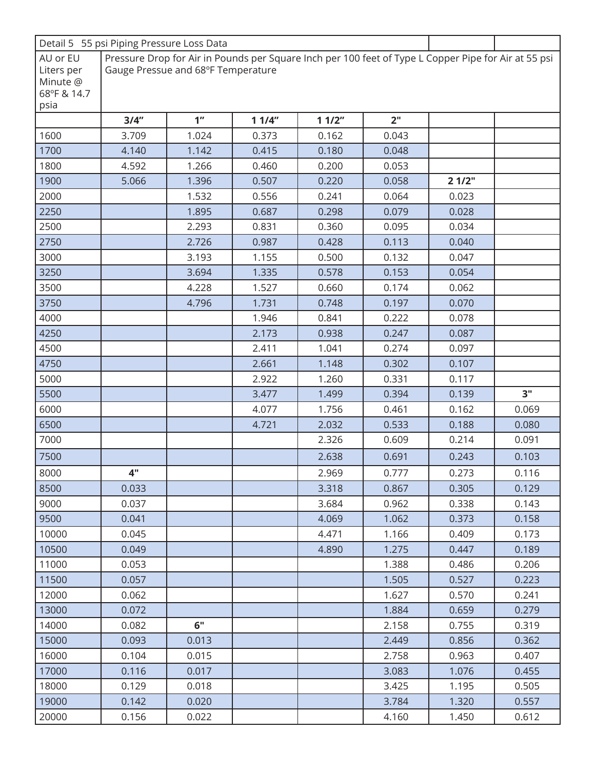| Detail 5 55 psi Piping Pressure Loss Data | | | | | | | |
|---|---|---|---|---|---|---|---|
| AU or EU Liters per Minute @ 68ºF & 14.7 psia | Pressure Drop for Air in Pounds per Square Inch per 100 feet of Type L Copper Pipe for Air at 55 psi Gauge Pressue and 68ºF Temperature | | | | | | |
| | **3/4"** | **1"** | **1 1/4"** | **1 1/2"** | **2"** | | |
| 1600 | 3.709 | 1.024 | 0.373 | 0.162 | 0.043 | | |
| 1700 | 4.140 | 1.142 | 0.415 | 0.180 | 0.048 | | |
| 1800 | 4.592 | 1.266 | 0.460 | 0.200 | 0.053 | | |
| 1900 | 5.066 | 1.396 | 0.507 | 0.220 | 0.058 | **2 1/2"** | |
| 2000 | | 1.532 | 0.556 | 0.241 | 0.064 | 0.023 | |
| 2250 | | 1.895 | 0.687 | 0.298 | 0.079 | 0.028 | |
| 2500 | | 2.293 | 0.831 | 0.360 | 0.095 | 0.034 | |
| 2750 | | 2.726 | 0.987 | 0.428 | 0.113 | 0.040 | |
| 3000 | | 3.193 | 1.155 | 0.500 | 0.132 | 0.047 | |
| 3250 | | 3.694 | 1.335 | 0.578 | 0.153 | 0.054 | |
| 3500 | | 4.228 | 1.527 | 0.660 | 0.174 | 0.062 | |
| 3750 | | 4.796 | 1.731 | 0.748 | 0.197 | 0.070 | |
| 4000 | | | 1.946 | 0.841 | 0.222 | 0.078 | |
| 4250 | | | 2.173 | 0.938 | 0.247 | 0.087 | |
| 4500 | | | 2.411 | 1.041 | 0.274 | 0.097 | |
| 4750 | | | 2.661 | 1.148 | 0.302 | 0.107 | |
| 5000 | | | 2.922 | 1.260 | 0.331 | 0.117 | |
| 5500 | | | 3.477 | 1.499 | 0.394 | 0.139 | **3"** |
| 6000 | | | 4.077 | 1.756 | 0.461 | 0.162 | 0.069 |
| 6500 | | | 4.721 | 2.032 | 0.533 | 0.188 | 0.080 |
| 7000 | | | | 2.326 | 0.609 | 0.214 | 0.091 |
| 7500 | | | | 2.638 | 0.691 | 0.243 | 0.103 |
| 8000 | **4"** | | | 2.969 | 0.777 | 0.273 | 0.116 |
| 8500 | 0.033 | | | 3.318 | 0.867 | 0.305 | 0.129 |
| 9000 | 0.037 | | | 3.684 | 0.962 | 0.338 | 0.143 |
| 9500 | 0.041 | | | 4.069 | 1.062 | 0.373 | 0.158 |
| 10000 | 0.045 | | | 4.471 | 1.166 | 0.409 | 0.173 |
| 10500 | 0.049 | | | 4.890 | 1.275 | 0.447 | 0.189 |
| 11000 | 0.053 | | | | 1.388 | 0.486 | 0.206 |
| 11500 | 0.057 | | | | 1.505 | 0.527 | 0.223 |
| 12000 | 0.062 | | | | 1.627 | 0.570 | 0.241 |
| 13000 | 0.072 | | | | 1.884 | 0.659 | 0.279 |
| 14000 | 0.082 | **6"** | | | 2.158 | 0.755 | 0.319 |
| 15000 | 0.093 | 0.013 | | | 2.449 | 0.856 | 0.362 |
| 16000 | 0.104 | 0.015 | | | 2.758 | 0.963 | 0.407 |
| 17000 | 0.116 | 0.017 | | | 3.083 | 1.076 | 0.455 |
| 18000 | 0.129 | 0.018 | | | 3.425 | 1.195 | 0.505 |
| 19000 | 0.142 | 0.020 | | | 3.784 | 1.320 | 0.557 |
| 20000 | 0.156 | 0.022 | | | 4.160 | 1.450 | 0.612 |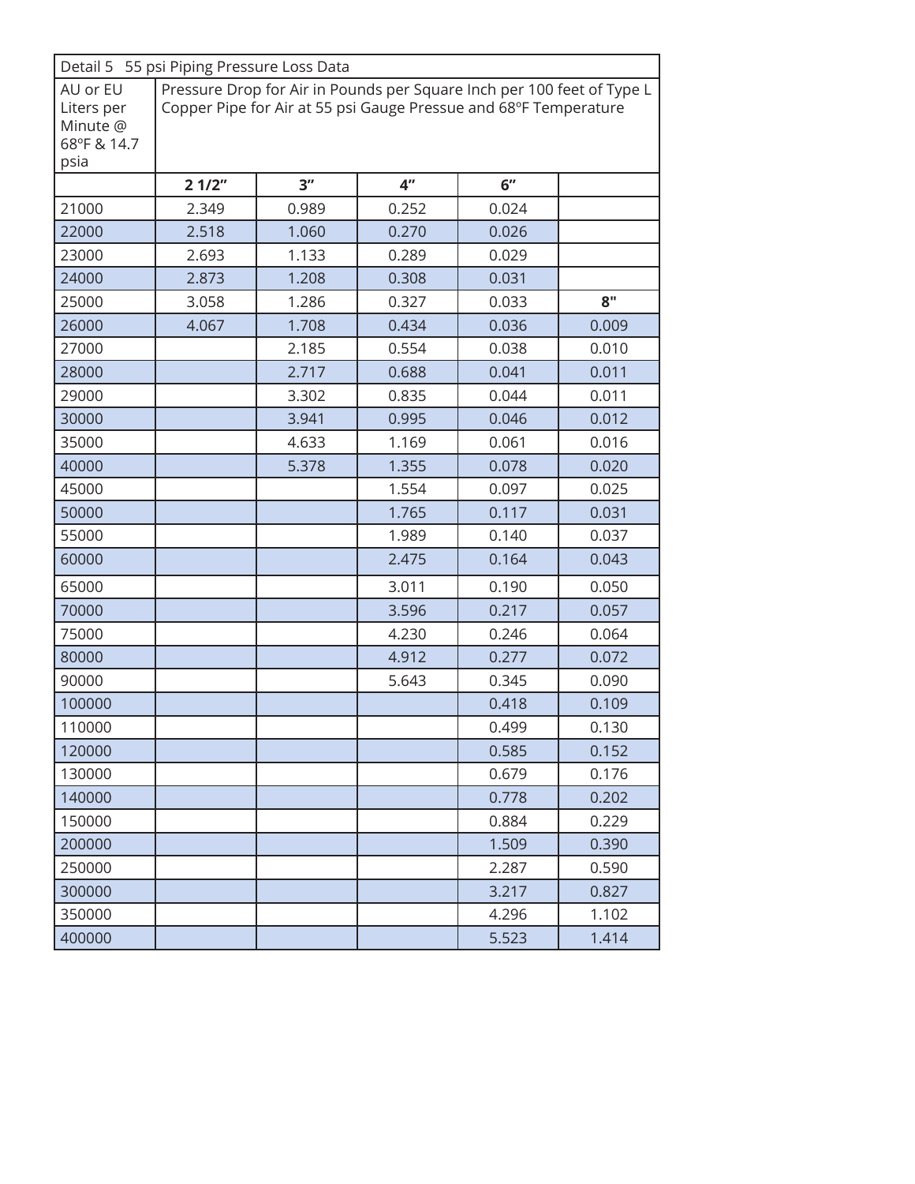| Detail 5 55 psi Piping Pressure Loss Data | | | | | |
| --- | --- | --- | --- | --- | --- |
| AU or EU Liters per Minute @ 68ºF & 14.7 psia | Pressure Drop for Air in Pounds per Square Inch per 100 feet of Type L Copper Pipe for Air at 55 psi Gauge Pressue and 68ºF Temperature | | | | |
| | **2 1/2"** | **3"** | **4"** | **6"** | |
| 21000 | 2.349 | 0.989 | 0.252 | 0.024 | |
| 22000 | 2.518 | 1.060 | 0.270 | 0.026 | |
| 23000 | 2.693 | 1.133 | 0.289 | 0.029 | |
| 24000 | 2.873 | 1.208 | 0.308 | 0.031 | |
| 25000 | 3.058 | 1.286 | 0.327 | 0.033 | **8"** |
| 26000 | 4.067 | 1.708 | 0.434 | 0.036 | 0.009 |
| 27000 | | 2.185 | 0.554 | 0.038 | 0.010 |
| 28000 | | 2.717 | 0.688 | 0.041 | 0.011 |
| 29000 | | 3.302 | 0.835 | 0.044 | 0.011 |
| 30000 | | 3.941 | 0.995 | 0.046 | 0.012 |
| 35000 | | 4.633 | 1.169 | 0.061 | 0.016 |
| 40000 | | 5.378 | 1.355 | 0.078 | 0.020 |
| 45000 | | | 1.554 | 0.097 | 0.025 |
| 50000 | | | 1.765 | 0.117 | 0.031 |
| 55000 | | | 1.989 | 0.140 | 0.037 |
| 60000 | | | 2.475 | 0.164 | 0.043 |
| 65000 | | | 3.011 | 0.190 | 0.050 |
| 70000 | | | 3.596 | 0.217 | 0.057 |
| 75000 | | | 4.230 | 0.246 | 0.064 |
| 80000 | | | 4.912 | 0.277 | 0.072 |
| 90000 | | | 5.643 | 0.345 | 0.090 |
| 100000 | | | | 0.418 | 0.109 |
| 110000 | | | | 0.499 | 0.130 |
| 120000 | | | | 0.585 | 0.152 |
| 130000 | | | | 0.679 | 0.176 |
| 140000 | | | | 0.778 | 0.202 |
| 150000 | | | | 0.884 | 0.229 |
| 200000 | | | | 1.509 | 0.390 |
| 250000 | | | | 2.287 | 0.590 |
| 300000 | | | | 3.217 | 0.827 |
| 350000 | | | | 4.296 | 1.102 |
| 400000 | | | | 5.523 | 1.414 |